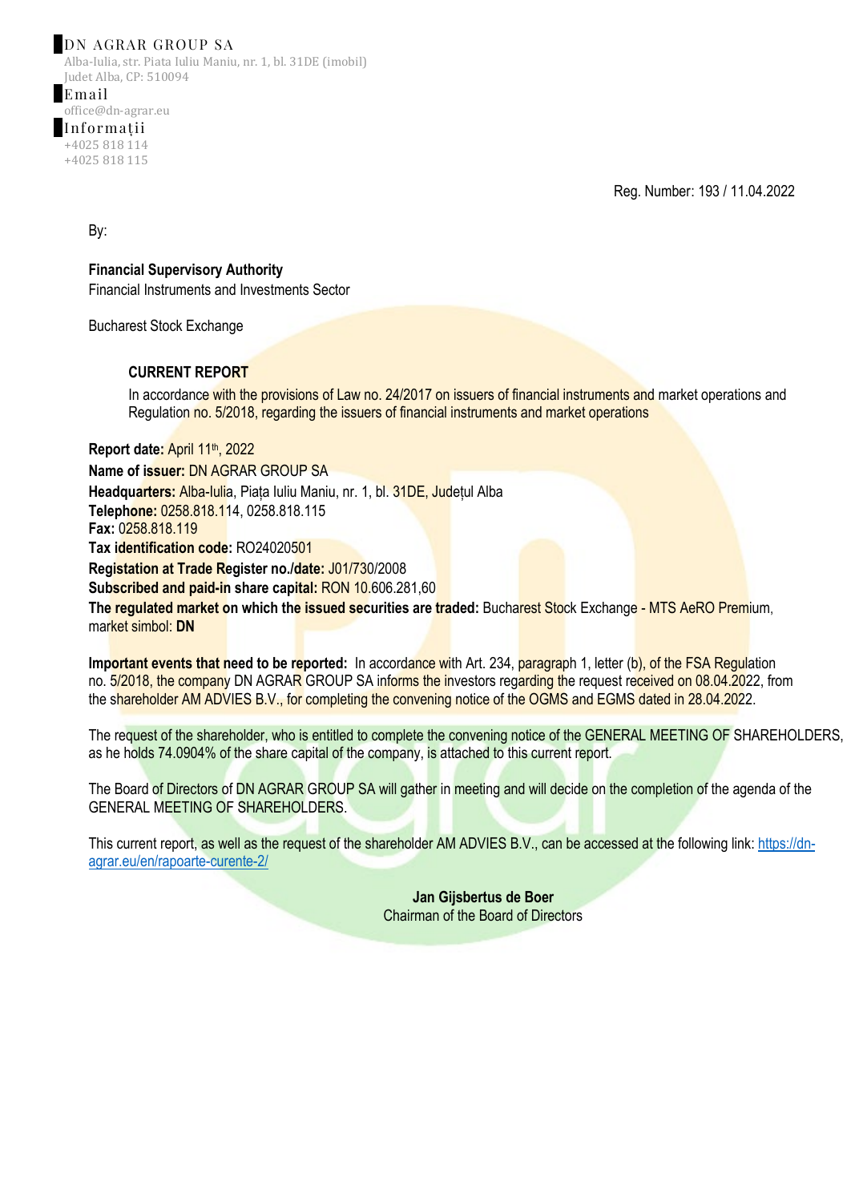**DN AGRAR GROUP SA**
Alba-Iulia, str. Piata Iuliu Maniu, nr. 1, bl. 31DE (imobil)
Judet Alba, CP: 510094

**Email**
office@dn-agrar.eu

**Informații**
+4025 818 114
+4025 818 115

Reg. Number: 193 / 11.04.2022

By:

**Financial Supervisory Authority**
Financial Instruments and Investments Sector

Bucharest Stock Exchange

## CURRENT REPORT

In accordance with the provisions of Law no. 24/2017 on issuers of financial instruments and market operations and Regulation no. 5/2018, regarding the issuers of financial instruments and market operations

**Report date:** April 11th, 2022
**Name of issuer:** DN AGRAR GROUP SA
**Headquarters:** Alba-Iulia, Piața Iuliu Maniu, nr. 1, bl. 31DE, Județul Alba
**Telephone:** 0258.818.114, 0258.818.115
**Fax:** 0258.818.119
**Tax identification code:** RO24020501
**Registation at Trade Register no./date:** J01/730/2008
**Subscribed and paid-in share capital:** RON 10.606.281,60
**The regulated market on which the issued securities are traded:** Bucharest Stock Exchange - MTS AeRO Premium, market simbol: **DN**

**Important events that need to be reported:** In accordance with Art. 234, paragraph 1, letter (b), of the FSA Regulation no. 5/2018, the company DN AGRAR GROUP SA informs the investors regarding the request received on 08.04.2022, from the shareholder AM ADVIES B.V., for completing the convening notice of the OGMS and EGMS dated in 28.04.2022.

The request of the shareholder, who is entitled to complete the convening notice of the GENERAL MEETING OF SHAREHOLDERS, as he holds 74.0904% of the share capital of the company, is attached to this current report.

The Board of Directors of DN AGRAR GROUP SA will gather in meeting and will decide on the completion of the agenda of the GENERAL MEETING OF SHAREHOLDERS.

This current report, as well as the request of the shareholder AM ADVIES B.V., can be accessed at the following link: https://dn-agrar.eu/en/rapoarte-curente-2/

**Jan Gijsbertus de Boer**
Chairman of the Board of Directors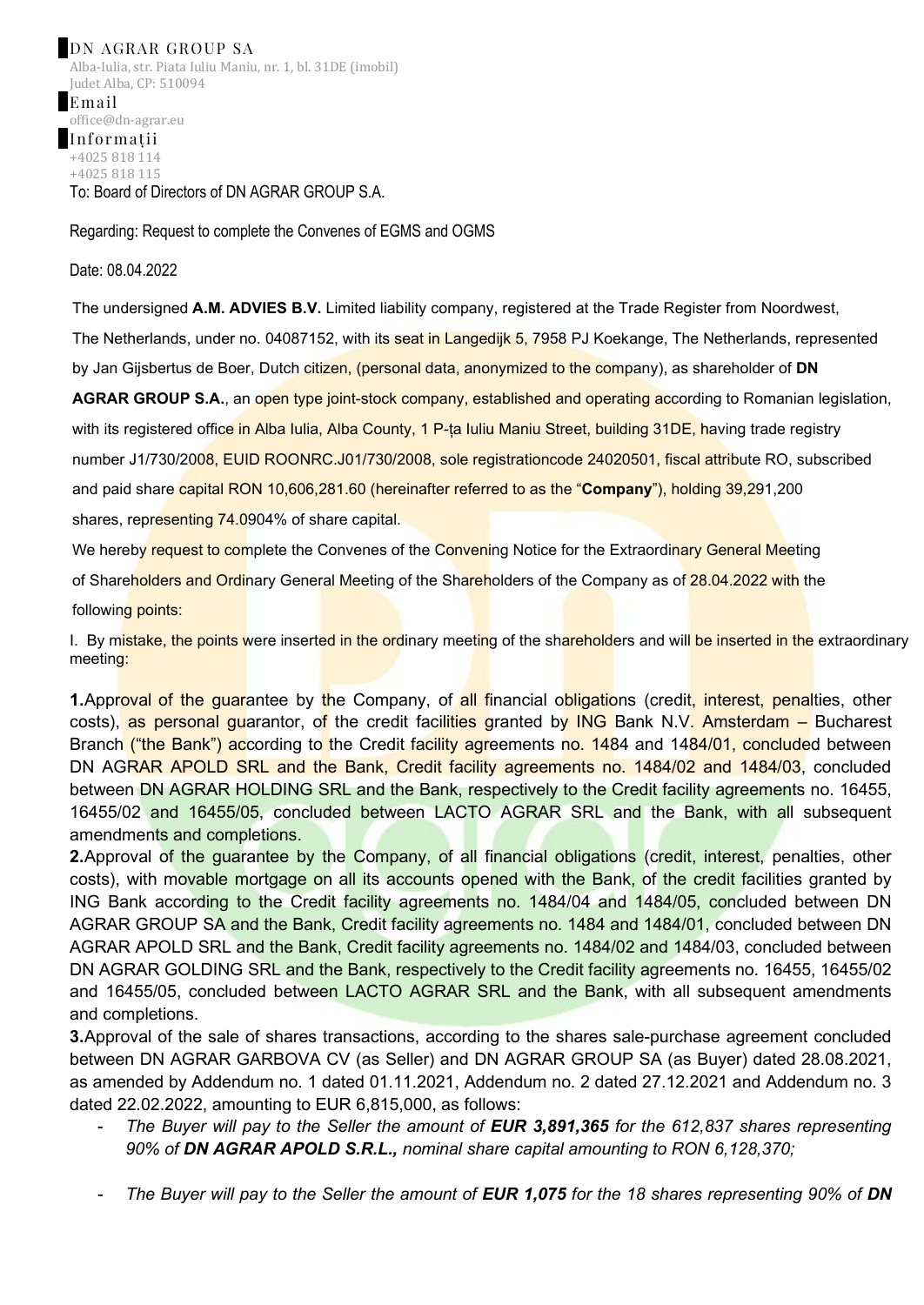DN AGRAR GROUP SA
Alba-Iulia, str. Piata Iuliu Maniu, nr. 1, bl. 31DE (imobil)
Judet Alba, CP: 510094
Email
office@dn-agrar.eu
Informații
+4025 818 114
+4025 818 115

To: Board of Directors of DN AGRAR GROUP S.A.

Regarding: Request to complete the Convenes of EGMS and OGMS

Date: 08.04.2022

The undersigned **A.M. ADVIES B.V.** Limited liability company, registered at the Trade Register from Noordwest, The Netherlands, under no. 04087152, with its seat in Langedijk 5, 7958 PJ Koekange, The Netherlands, represented by Jan Gijsbertus de Boer, Dutch citizen, (personal data, anonymized to the company), as shareholder of **DN AGRAR GROUP S.A.**, an open type joint-stock company, established and operating according to Romanian legislation, with its registered office in Alba Iulia, Alba County, 1 P-ța Iuliu Maniu Street, building 31DE, having trade registry number J1/730/2008, EUID ROONRC.J01/730/2008, sole registrationcode 24020501, fiscal attribute RO, subscribed and paid share capital RON 10,606,281.60 (hereinafter referred to as the "**Company**"), holding 39,291,200 shares, representing 74.0904% of share capital.

We hereby request to complete the Convenes of the Convening Notice for the Extraordinary General Meeting of Shareholders and Ordinary General Meeting of the Shareholders of the Company as of 28.04.2022 with the following points:

I. By mistake, the points were inserted in the ordinary meeting of the shareholders and will be inserted in the extraordinary meeting:

**1.** Approval of the guarantee by the Company, of all financial obligations (credit, interest, penalties, other costs), as personal guarantor, of the credit facilities granted by ING Bank N.V. Amsterdam – Bucharest Branch ("the Bank") according to the Credit facility agreements no. 1484 and 1484/01, concluded between DN AGRAR APOLD SRL and the Bank, Credit facility agreements no. 1484/02 and 1484/03, concluded between DN AGRAR HOLDING SRL and the Bank, respectively to the Credit facility agreements no. 16455, 16455/02 and 16455/05, concluded between LACTO AGRAR SRL and the Bank, with all subsequent amendments and completions.

**2.** Approval of the guarantee by the Company, of all financial obligations (credit, interest, penalties, other costs), with movable mortgage on all its accounts opened with the Bank, of the credit facilities granted by ING Bank according to the Credit facility agreements no. 1484/04 and 1484/05, concluded between DN AGRAR GROUP SA and the Bank, Credit facility agreements no. 1484 and 1484/01, concluded between DN AGRAR APOLD SRL and the Bank, Credit facility agreements no. 1484/02 and 1484/03, concluded between DN AGRAR GOLDING SRL and the Bank, respectively to the Credit facility agreements no. 16455, 16455/02 and 16455/05, concluded between LACTO AGRAR SRL and the Bank, with all subsequent amendments and completions.

**3.** Approval of the sale of shares transactions, according to the shares sale-purchase agreement concluded between DN AGRAR GARBOVA CV (as Seller) and DN AGRAR GROUP SA (as Buyer) dated 28.08.2021, as amended by Addendum no. 1 dated 01.11.2021, Addendum no. 2 dated 27.12.2021 and Addendum no. 3 dated 22.02.2022, amounting to EUR 6,815,000, as follows:

- *The Buyer will pay to the Seller the amount of **EUR 3,891,365** for the 612,837 shares representing 90% of **DN AGRAR APOLD S.R.L.,** nominal share capital amounting to RON 6,128,370;*
- *The Buyer will pay to the Seller the amount of **EUR 1,075** for the 18 shares representing 90% of **DN***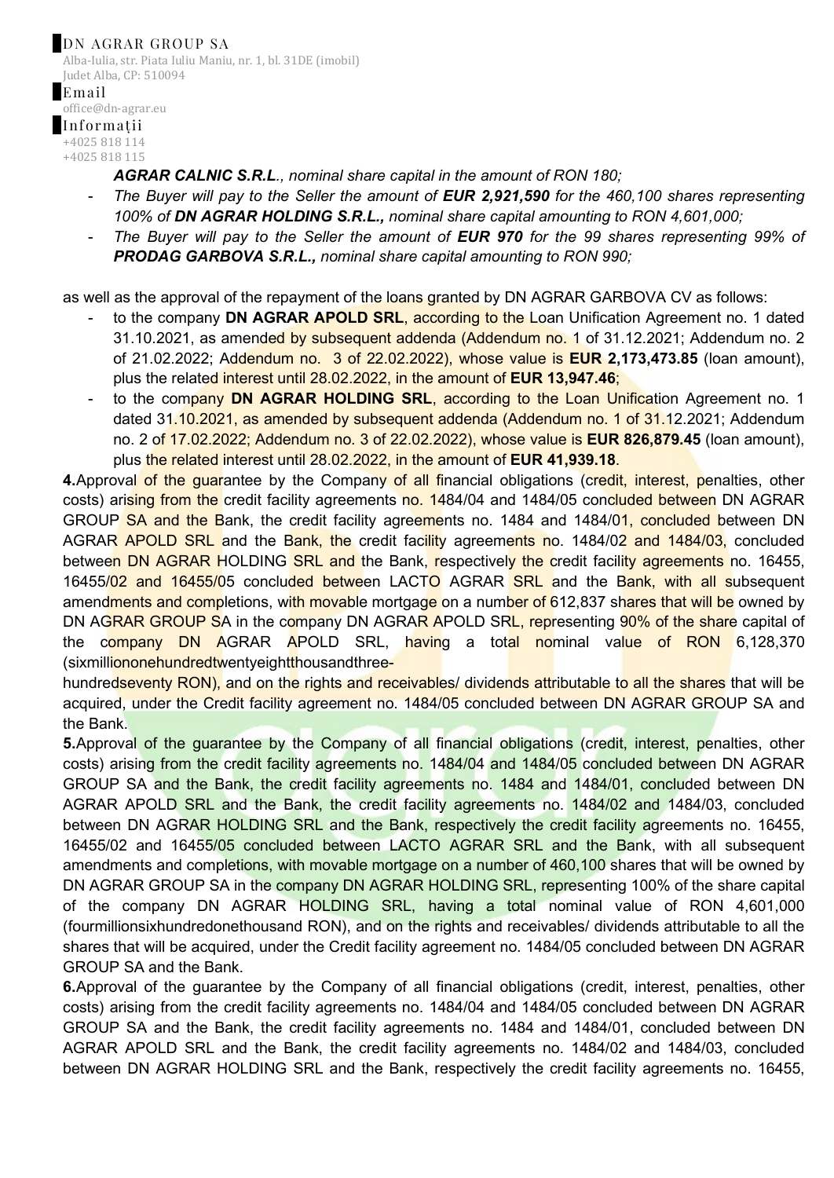*AGRAR CALNIC S.R.L., nominal share capital in the amount of RON 180;*

- *The Buyer will pay to the Seller the amount of **EUR 2,921,590** for the 460,100 shares representing 100% of **DN AGRAR HOLDING S.R.L.,** nominal share capital amounting to RON 4,601,000;*
- *The Buyer will pay to the Seller the amount of **EUR 970** for the 99 shares representing 99% of **PRODAG GARBOVA S.R.L.,** nominal share capital amounting to RON 990;*

as well as the approval of the repayment of the loans granted by DN AGRAR GARBOVA CV as follows:

- to the company **DN AGRAR APOLD SRL**, according to the Loan Unification Agreement no. 1 dated 31.10.2021, as amended by subsequent addenda (Addendum no. 1 of 31.12.2021; Addendum no. 2 of 21.02.2022; Addendum no. 3 of 22.02.2022), whose value is **EUR 2,173,473.85** (loan amount), plus the related interest until 28.02.2022, in the amount of **EUR 13,947.46**;
- to the company **DN AGRAR HOLDING SRL**, according to the Loan Unification Agreement no. 1 dated 31.10.2021, as amended by subsequent addenda (Addendum no. 1 of 31.12.2021; Addendum no. 2 of 17.02.2022; Addendum no. 3 of 22.02.2022), whose value is **EUR 826,879.45** (loan amount), plus the related interest until 28.02.2022, in the amount of **EUR 41,939.18**.

**4.**Approval of the guarantee by the Company of all financial obligations (credit, interest, penalties, other costs) arising from the credit facility agreements no. 1484/04 and 1484/05 concluded between DN AGRAR GROUP SA and the Bank, the credit facility agreements no. 1484 and 1484/01, concluded between DN AGRAR APOLD SRL and the Bank, the credit facility agreements no. 1484/02 and 1484/03, concluded between DN AGRAR HOLDING SRL and the Bank, respectively the credit facility agreements no. 16455, 16455/02 and 16455/05 concluded between LACTO AGRAR SRL and the Bank, with all subsequent amendments and completions, with movable mortgage on a number of 612,837 shares that will be owned by DN AGRAR GROUP SA in the company DN AGRAR APOLD SRL, representing 90% of the share capital of the company DN AGRAR APOLD SRL, having a total nominal value of RON 6,128,370 (sixmilliononehundredtwentyeightthousandthree-hundredseventy RON), and on the rights and receivables/ dividends attributable to all the shares that will be acquired, under the Credit facility agreement no. 1484/05 concluded between DN AGRAR GROUP SA and the Bank.

**5.**Approval of the guarantee by the Company of all financial obligations (credit, interest, penalties, other costs) arising from the credit facility agreements no. 1484/04 and 1484/05 concluded between DN AGRAR GROUP SA and the Bank, the credit facility agreements no. 1484 and 1484/01, concluded between DN AGRAR APOLD SRL and the Bank, the credit facility agreements no. 1484/02 and 1484/03, concluded between DN AGRAR HOLDING SRL and the Bank, respectively the credit facility agreements no. 16455, 16455/02 and 16455/05 concluded between LACTO AGRAR SRL and the Bank, with all subsequent amendments and completions, with movable mortgage on a number of 460,100 shares that will be owned by DN AGRAR GROUP SA in the company DN AGRAR HOLDING SRL, representing 100% of the share capital of the company DN AGRAR HOLDING SRL, having a total nominal value of RON 4,601,000 (fourmillionsixhundredonethousand RON), and on the rights and receivables/ dividends attributable to all the shares that will be acquired, under the Credit facility agreement no. 1484/05 concluded between DN AGRAR GROUP SA and the Bank.

**6.**Approval of the guarantee by the Company of all financial obligations (credit, interest, penalties, other costs) arising from the credit facility agreements no. 1484/04 and 1484/05 concluded between DN AGRAR GROUP SA and the Bank, the credit facility agreements no. 1484 and 1484/01, concluded between DN AGRAR APOLD SRL and the Bank, the credit facility agreements no. 1484/02 and 1484/03, concluded between DN AGRAR HOLDING SRL and the Bank, respectively the credit facility agreements no. 16455,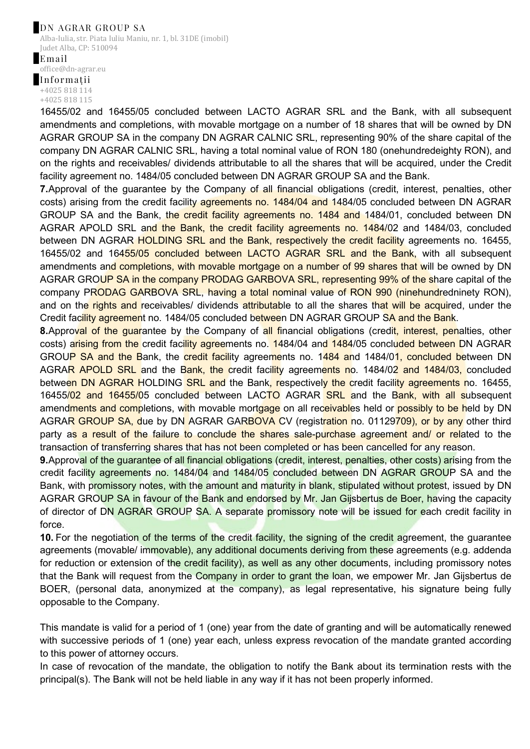16455/02 and 16455/05 concluded between LACTO AGRAR SRL and the Bank, with all subsequent amendments and completions, with movable mortgage on a number of 18 shares that will be owned by DN AGRAR GROUP SA in the company DN AGRAR CALNIC SRL, representing 90% of the share capital of the company DN AGRAR CALNIC SRL, having a total nominal value of RON 180 (onehundredeighty RON), and on the rights and receivables/ dividends attributable to all the shares that will be acquired, under the Credit facility agreement no. 1484/05 concluded between DN AGRAR GROUP SA and the Bank.

**7.** Approval of the guarantee by the Company of all financial obligations (credit, interest, penalties, other costs) arising from the credit facility agreements no. 1484/04 and 1484/05 concluded between DN AGRAR GROUP SA and the Bank, the credit facility agreements no. 1484 and 1484/01, concluded between DN AGRAR APOLD SRL and the Bank, the credit facility agreements no. 1484/02 and 1484/03, concluded between DN AGRAR HOLDING SRL and the Bank, respectively the credit facility agreements no. 16455, 16455/02 and 16455/05 concluded between LACTO AGRAR SRL and the Bank, with all subsequent amendments and completions, with movable mortgage on a number of 99 shares that will be owned by DN AGRAR GROUP SA in the company PRODAG GARBOVA SRL, representing 99% of the share capital of the company PRODAG GARBOVA SRL, having a total nominal value of RON 990 (ninehundredninety RON), and on the rights and receivables/ dividends attributable to all the shares that will be acquired, under the Credit facility agreement no. 1484/05 concluded between DN AGRAR GROUP SA and the Bank.

**8.** Approval of the guarantee by the Company of all financial obligations (credit, interest, penalties, other costs) arising from the credit facility agreements no. 1484/04 and 1484/05 concluded between DN AGRAR GROUP SA and the Bank, the credit facility agreements no. 1484 and 1484/01, concluded between DN AGRAR APOLD SRL and the Bank, the credit facility agreements no. 1484/02 and 1484/03, concluded between DN AGRAR HOLDING SRL and the Bank, respectively the credit facility agreements no. 16455, 16455/02 and 16455/05 concluded between LACTO AGRAR SRL and the Bank, with all subsequent amendments and completions, with movable mortgage on all receivables held or possibly to be held by DN AGRAR GROUP SA, due by DN AGRAR GARBOVA CV (registration no. 01129709), or by any other third party as a result of the failure to conclude the shares sale-purchase agreement and/ or related to the transaction of transferring shares that has not been completed or has been cancelled for any reason.

**9.** Approval of the guarantee of all financial obligations (credit, interest, penalties, other costs) arising from the credit facility agreements no. 1484/04 and 1484/05 concluded between DN AGRAR GROUP SA and the Bank, with promissory notes, with the amount and maturity in blank, stipulated without protest, issued by DN AGRAR GROUP SA in favour of the Bank and endorsed by Mr. Jan Gijsbertus de Boer, having the capacity of director of DN AGRAR GROUP SA. A separate promissory note will be issued for each credit facility in force.

**10.** For the negotiation of the terms of the credit facility, the signing of the credit agreement, the guarantee agreements (movable/ immovable), any additional documents deriving from these agreements (e.g. addenda for reduction or extension of the credit facility), as well as any other documents, including promissory notes that the Bank will request from the Company in order to grant the loan, we empower Mr. Jan Gijsbertus de BOER, (personal data, anonymized at the company), as legal representative, his signature being fully opposable to the Company.

This mandate is valid for a period of 1 (one) year from the date of granting and will be automatically renewed with successive periods of 1 (one) year each, unless express revocation of the mandate granted according to this power of attorney occurs.

In case of revocation of the mandate, the obligation to notify the Bank about its termination rests with the principal(s). The Bank will not be held liable in any way if it has not been properly informed.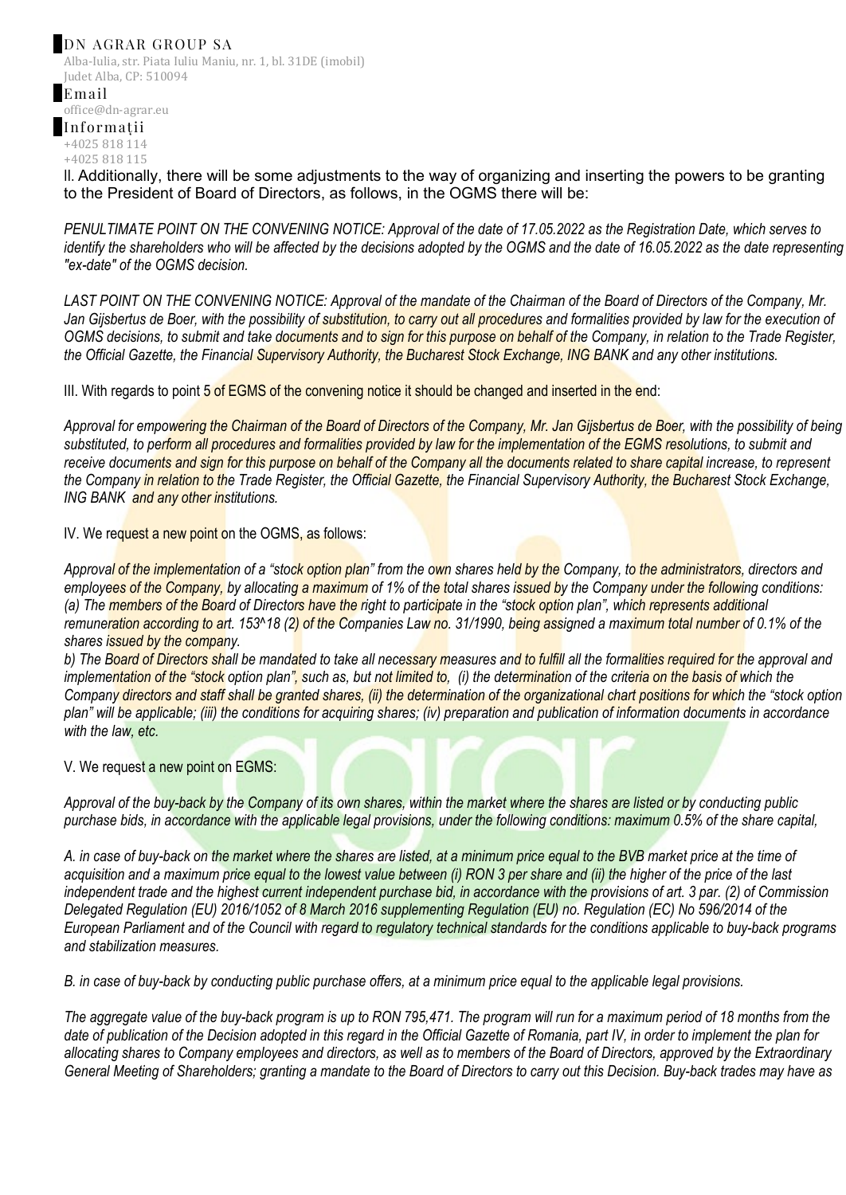II. Additionally, there will be some adjustments to the way of organizing and inserting the powers to be granting to the President of Board of Directors, as follows, in the OGMS there will be:

*PENULTIMATE POINT ON THE CONVENING NOTICE: Approval of the date of 17.05.2022 as the Registration Date, which serves to identify the shareholders who will be affected by the decisions adopted by the OGMS and the date of 16.05.2022 as the date representing "ex-date" of the OGMS decision.*

*LAST POINT ON THE CONVENING NOTICE: Approval of the mandate of the Chairman of the Board of Directors of the Company, Mr. Jan Gijsbertus de Boer, with the possibility of substitution, to carry out all procedures and formalities provided by law for the execution of OGMS decisions, to submit and take documents and to sign for this purpose on behalf of the Company, in relation to the Trade Register, the Official Gazette, the Financial Supervisory Authority, the Bucharest Stock Exchange, ING BANK and any other institutions.*

III. With regards to point 5 of EGMS of the convening notice it should be changed and inserted in the end:

*Approval for empowering the Chairman of the Board of Directors of the Company, Mr. Jan Gijsbertus de Boer, with the possibility of being substituted, to perform all procedures and formalities provided by law for the implementation of the EGMS resolutions, to submit and receive documents and sign for this purpose on behalf of the Company all the documents related to share capital increase, to represent the Company in relation to the Trade Register, the Official Gazette, the Financial Supervisory Authority, the Bucharest Stock Exchange, ING BANK and any other institutions.*

IV. We request a new point on the OGMS, as follows:

*Approval of the implementation of a "stock option plan" from the own shares held by the Company, to the administrators, directors and employees of the Company, by allocating a maximum of 1% of the total shares issued by the Company under the following conditions: (a) The members of the Board of Directors have the right to participate in the "stock option plan", which represents additional remuneration according to art. 153^18 (2) of the Companies Law no. 31/1990, being assigned a maximum total number of 0.1% of the shares issued by the company.*

*b) The Board of Directors shall be mandated to take all necessary measures and to fulfill all the formalities required for the approval and implementation of the "stock option plan", such as, but not limited to, (i) the determination of the criteria on the basis of which the Company directors and staff shall be granted shares, (ii) the determination of the organizational chart positions for which the "stock option plan" will be applicable; (iii) the conditions for acquiring shares; (iv) preparation and publication of information documents in accordance with the law, etc.*

V. We request a new point on EGMS:

*Approval of the buy-back by the Company of its own shares, within the market where the shares are listed or by conducting public purchase bids, in accordance with the applicable legal provisions, under the following conditions: maximum 0.5% of the share capital,*

*A. in case of buy-back on the market where the shares are listed, at a minimum price equal to the BVB market price at the time of acquisition and a maximum price equal to the lowest value between (i) RON 3 per share and (ii) the higher of the price of the last independent trade and the highest current independent purchase bid, in accordance with the provisions of art. 3 par. (2) of Commission Delegated Regulation (EU) 2016/1052 of 8 March 2016 supplementing Regulation (EU) no. Regulation (EC) No 596/2014 of the European Parliament and of the Council with regard to regulatory technical standards for the conditions applicable to buy-back programs and stabilization measures.*

*B. in case of buy-back by conducting public purchase offers, at a minimum price equal to the applicable legal provisions.*

*The aggregate value of the buy-back program is up to RON 795,471. The program will run for a maximum period of 18 months from the date of publication of the Decision adopted in this regard in the Official Gazette of Romania, part IV, in order to implement the plan for allocating shares to Company employees and directors, as well as to members of the Board of Directors, approved by the Extraordinary General Meeting of Shareholders; granting a mandate to the Board of Directors to carry out this Decision. Buy-back trades may have as*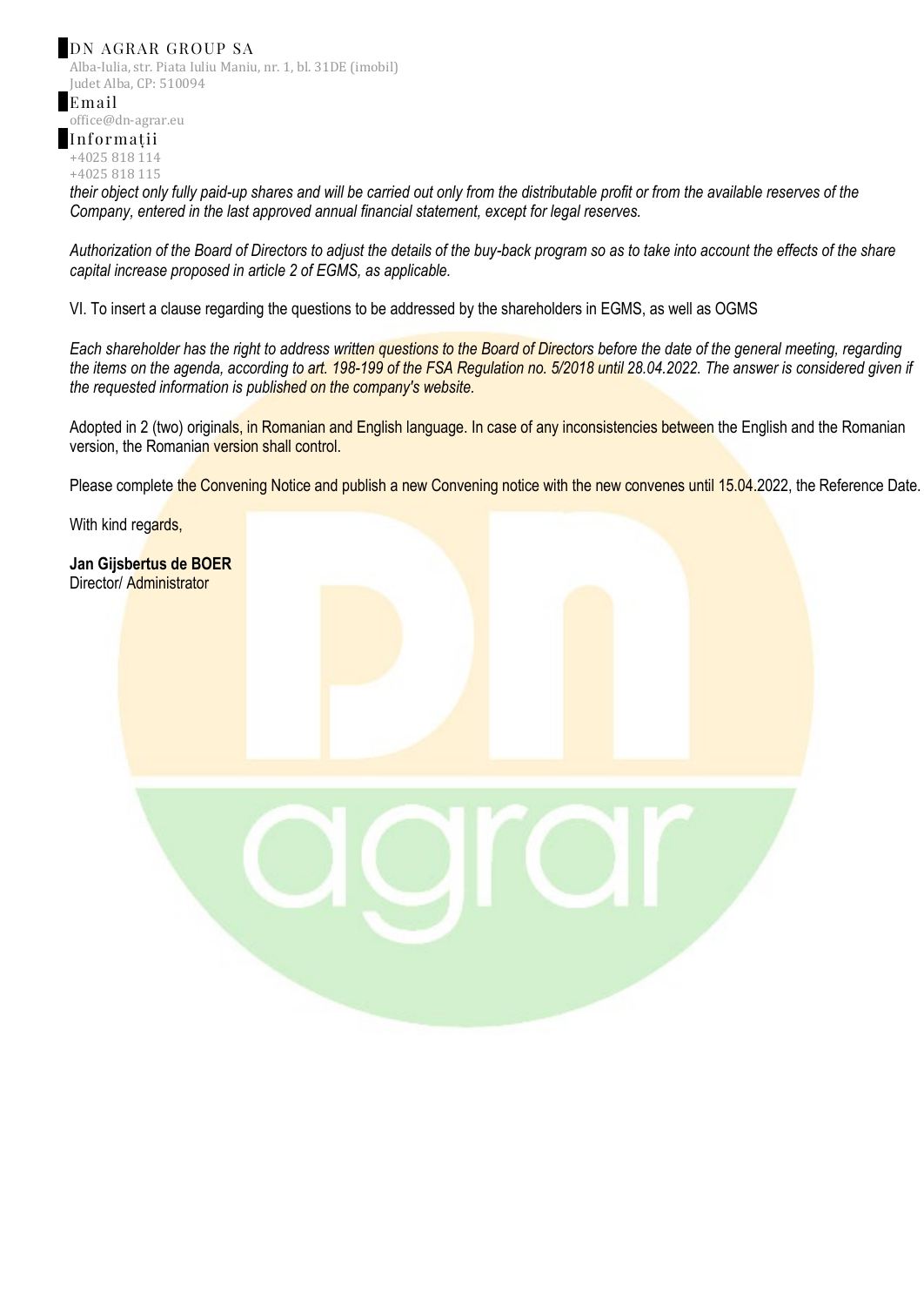*their object only fully paid-up shares and will be carried out only from the distributable profit or from the available reserves of the Company, entered in the last approved annual financial statement, except for legal reserves.*

*Authorization of the Board of Directors to adjust the details of the buy-back program so as to take into account the effects of the share capital increase proposed in article 2 of EGMS, as applicable.*

VI. To insert a clause regarding the questions to be addressed by the shareholders in EGMS, as well as OGMS

*Each shareholder has the right to address written questions to the Board of Directors before the date of the general meeting, regarding the items on the agenda, according to art. 198-199 of the FSA Regulation no. 5/2018 until 28.04.2022. The answer is considered given if the requested information is published on the company's website.*

Adopted in 2 (two) originals, in Romanian and English language. In case of any inconsistencies between the English and the Romanian version, the Romanian version shall control.

Please complete the Convening Notice and publish a new Convening notice with the new convenes until 15.04.2022, the Reference Date.

With kind regards,

**Jan Gijsbertus de BOER**
Director/ Administrator